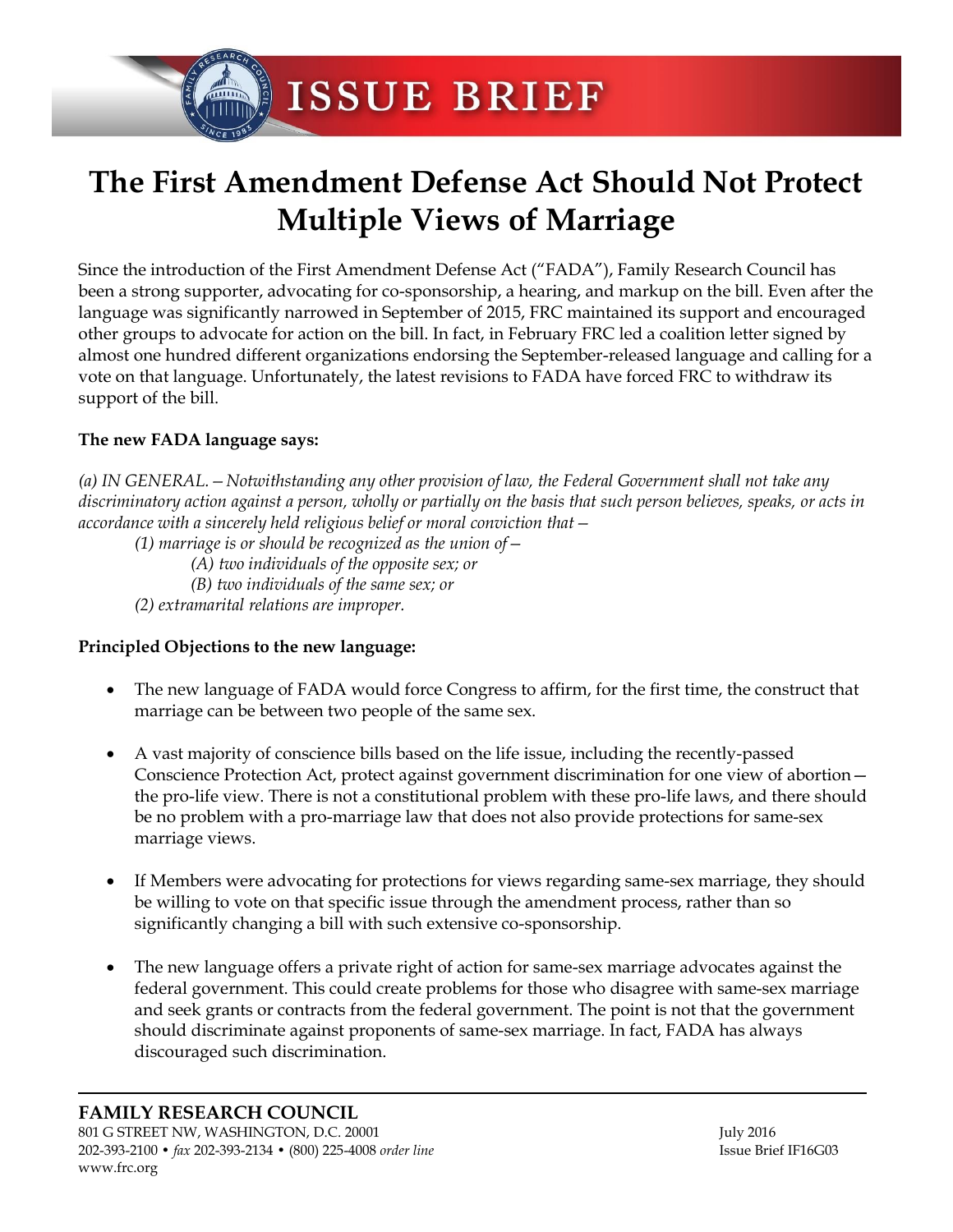ISSUE BRIEF

# The First Amendment Defense Act Should Not Protect Multiple Views of Marriage

Since the introduction of the First Amendment Defense Act ("FADA"), Family Research Council has been a strong supporter, advocating for co-sponsorship, a hearing, and markup on the bill. Even after the language was significantly narrowed in September of 2015, FRC maintained its support and encouraged other groups to advocate for action on the bill. In fact, in February FRC led a coalition letter signed by almost one hundred different organizations endorsing the September-released language and calling for a vote on that language. Unfortunately, the latest revisions to FADA have forced FRC to withdraw its support of the bill.

**The new FADA language says:**

*(a) IN GENERAL.—Notwithstanding any other provision of law, the Federal Government shall not take any discriminatory action against a person, wholly or partially on the basis that such person believes, speaks, or acts in accordance with a sincerely held religious belief or moral conviction that—*

> *(1) marriage is or should be recognized as the union of—*
>
> > *(A) two individuals of the opposite sex; or*
> >
> > *(B) two individuals of the same sex; or*
>
> *(2) extramarital relations are improper.*

**Principled Objections to the new language:**

- The new language of FADA would force Congress to affirm, for the first time, the construct that marriage can be between two people of the same sex.
- A vast majority of conscience bills based on the life issue, including the recently-passed Conscience Protection Act, protect against government discrimination for one view of abortion—the pro-life view. There is not a constitutional problem with these pro-life laws, and there should be no problem with a pro-marriage law that does not also provide protections for same-sex marriage views.
- If Members were advocating for protections for views regarding same-sex marriage, they should be willing to vote on that specific issue through the amendment process, rather than so significantly changing a bill with such extensive co-sponsorship.
- The new language offers a private right of action for same-sex marriage advocates against the federal government. This could create problems for those who disagree with same-sex marriage and seek grants or contracts from the federal government. The point is not that the government should discriminate against proponents of same-sex marriage. In fact, FADA has always discouraged such discrimination.

**FAMILY RESEARCH COUNCIL**
801 G STREET NW, WASHINGTON, D.C. 20001
202-393-2100 • *fax* 202-393-2134 • (800) 225-4008 *order line*
www.frc.org

July 2016
Issue Brief IF16G03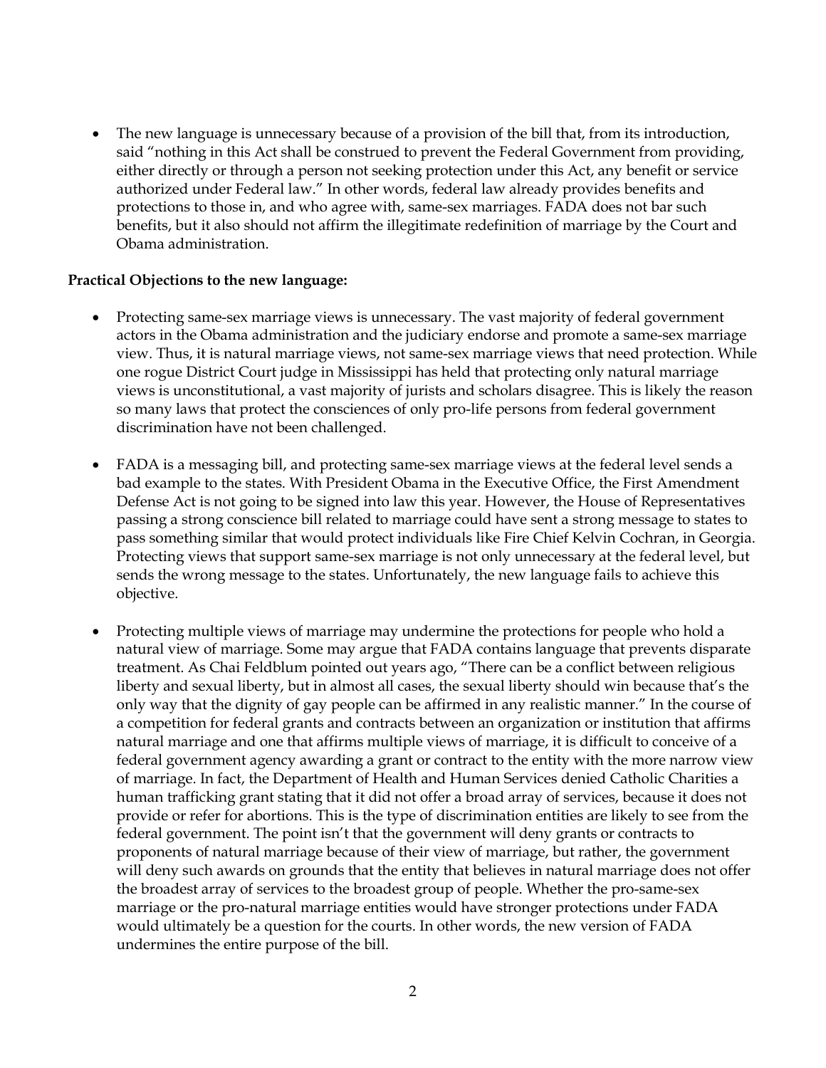- The new language is unnecessary because of a provision of the bill that, from its introduction, said "nothing in this Act shall be construed to prevent the Federal Government from providing, either directly or through a person not seeking protection under this Act, any benefit or service authorized under Federal law." In other words, federal law already provides benefits and protections to those in, and who agree with, same-sex marriages. FADA does not bar such benefits, but it also should not affirm the illegitimate redefinition of marriage by the Court and Obama administration.

**Practical Objections to the new language:**

- Protecting same-sex marriage views is unnecessary. The vast majority of federal government actors in the Obama administration and the judiciary endorse and promote a same-sex marriage view. Thus, it is natural marriage views, not same-sex marriage views that need protection. While one rogue District Court judge in Mississippi has held that protecting only natural marriage views is unconstitutional, a vast majority of jurists and scholars disagree. This is likely the reason so many laws that protect the consciences of only pro-life persons from federal government discrimination have not been challenged.

- FADA is a messaging bill, and protecting same-sex marriage views at the federal level sends a bad example to the states. With President Obama in the Executive Office, the First Amendment Defense Act is not going to be signed into law this year. However, the House of Representatives passing a strong conscience bill related to marriage could have sent a strong message to states to pass something similar that would protect individuals like Fire Chief Kelvin Cochran, in Georgia. Protecting views that support same-sex marriage is not only unnecessary at the federal level, but sends the wrong message to the states. Unfortunately, the new language fails to achieve this objective.

- Protecting multiple views of marriage may undermine the protections for people who hold a natural view of marriage. Some may argue that FADA contains language that prevents disparate treatment. As Chai Feldblum pointed out years ago, "There can be a conflict between religious liberty and sexual liberty, but in almost all cases, the sexual liberty should win because that's the only way that the dignity of gay people can be affirmed in any realistic manner." In the course of a competition for federal grants and contracts between an organization or institution that affirms natural marriage and one that affirms multiple views of marriage, it is difficult to conceive of a federal government agency awarding a grant or contract to the entity with the more narrow view of marriage. In fact, the Department of Health and Human Services denied Catholic Charities a human trafficking grant stating that it did not offer a broad array of services, because it does not provide or refer for abortions. This is the type of discrimination entities are likely to see from the federal government. The point isn't that the government will deny grants or contracts to proponents of natural marriage because of their view of marriage, but rather, the government will deny such awards on grounds that the entity that believes in natural marriage does not offer the broadest array of services to the broadest group of people. Whether the pro-same-sex marriage or the pro-natural marriage entities would have stronger protections under FADA would ultimately be a question for the courts. In other words, the new version of FADA undermines the entire purpose of the bill.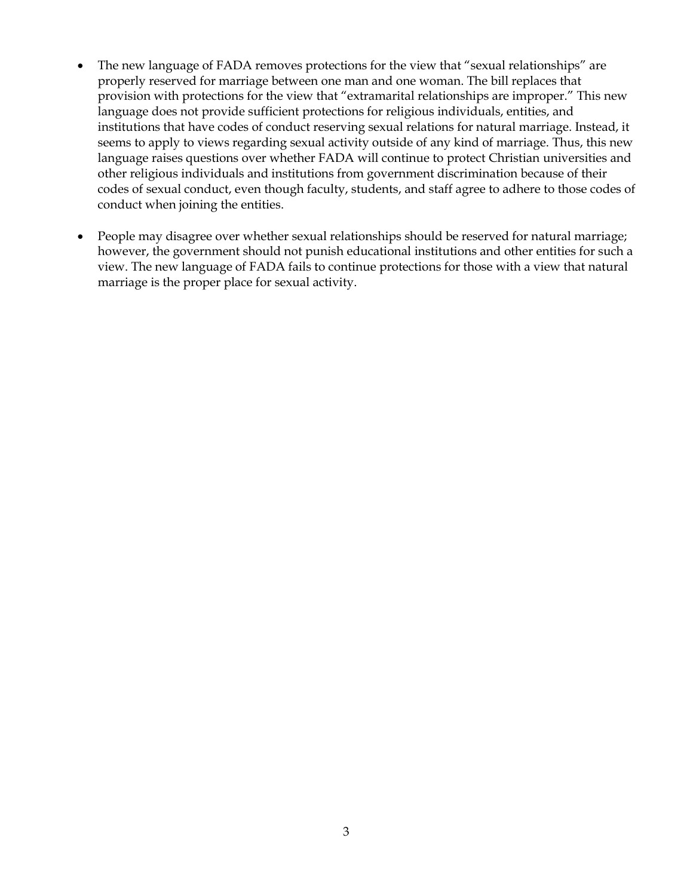- The new language of FADA removes protections for the view that "sexual relationships" are properly reserved for marriage between one man and one woman. The bill replaces that provision with protections for the view that "extramarital relationships are improper." This new language does not provide sufficient protections for religious individuals, entities, and institutions that have codes of conduct reserving sexual relations for natural marriage. Instead, it seems to apply to views regarding sexual activity outside of any kind of marriage. Thus, this new language raises questions over whether FADA will continue to protect Christian universities and other religious individuals and institutions from government discrimination because of their codes of sexual conduct, even though faculty, students, and staff agree to adhere to those codes of conduct when joining the entities.

- People may disagree over whether sexual relationships should be reserved for natural marriage; however, the government should not punish educational institutions and other entities for such a view. The new language of FADA fails to continue protections for those with a view that natural marriage is the proper place for sexual activity.